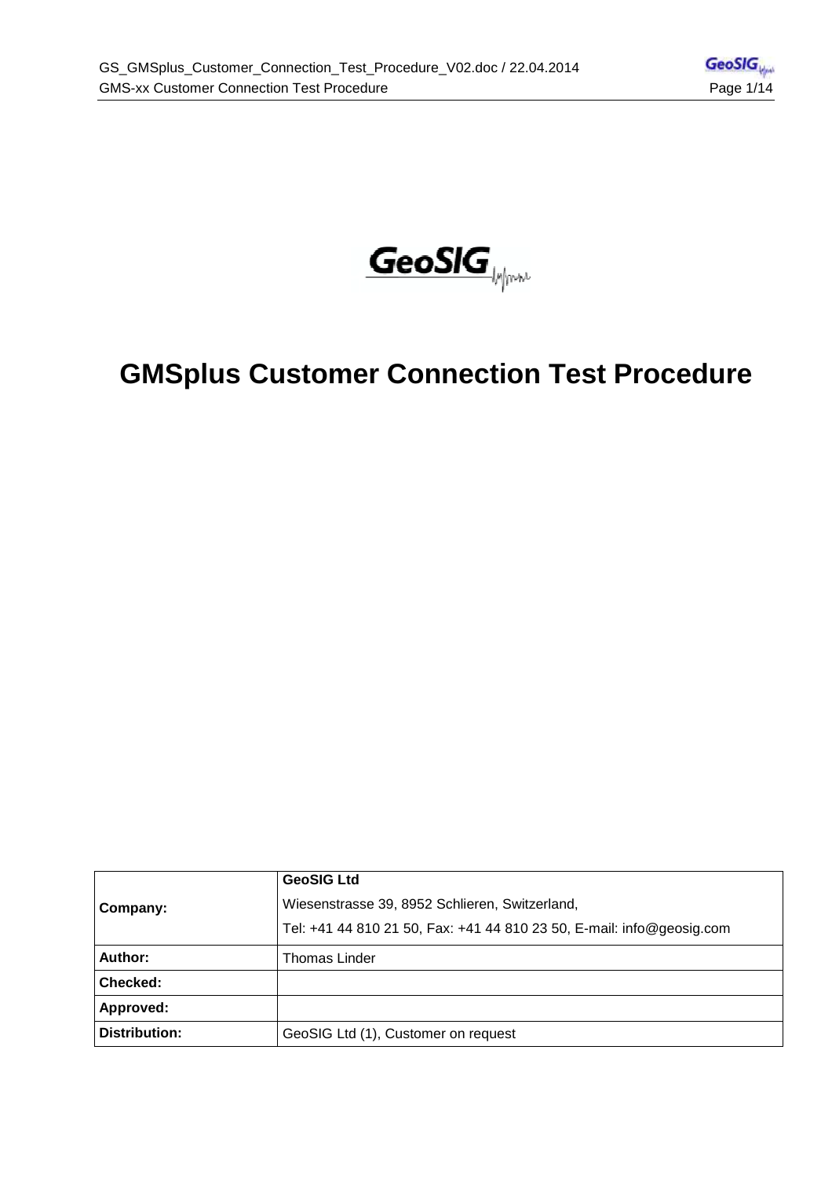# GMSplus Customer Connection Test Procedure

| | |
|---|---|
| **Company:** | **GeoSIG Ltd**<br>Wiesenstrasse 39, 8952 Schlieren, Switzerland,<br>Tel: +41 44 810 21 50, Fax: +41 44 810 23 50, E-mail: info@geosig.com |
| **Author:** | Thomas Linder |
| **Checked:** | |
| **Approved:** | |
| **Distribution:** | GeoSIG Ltd (1), Customer on request |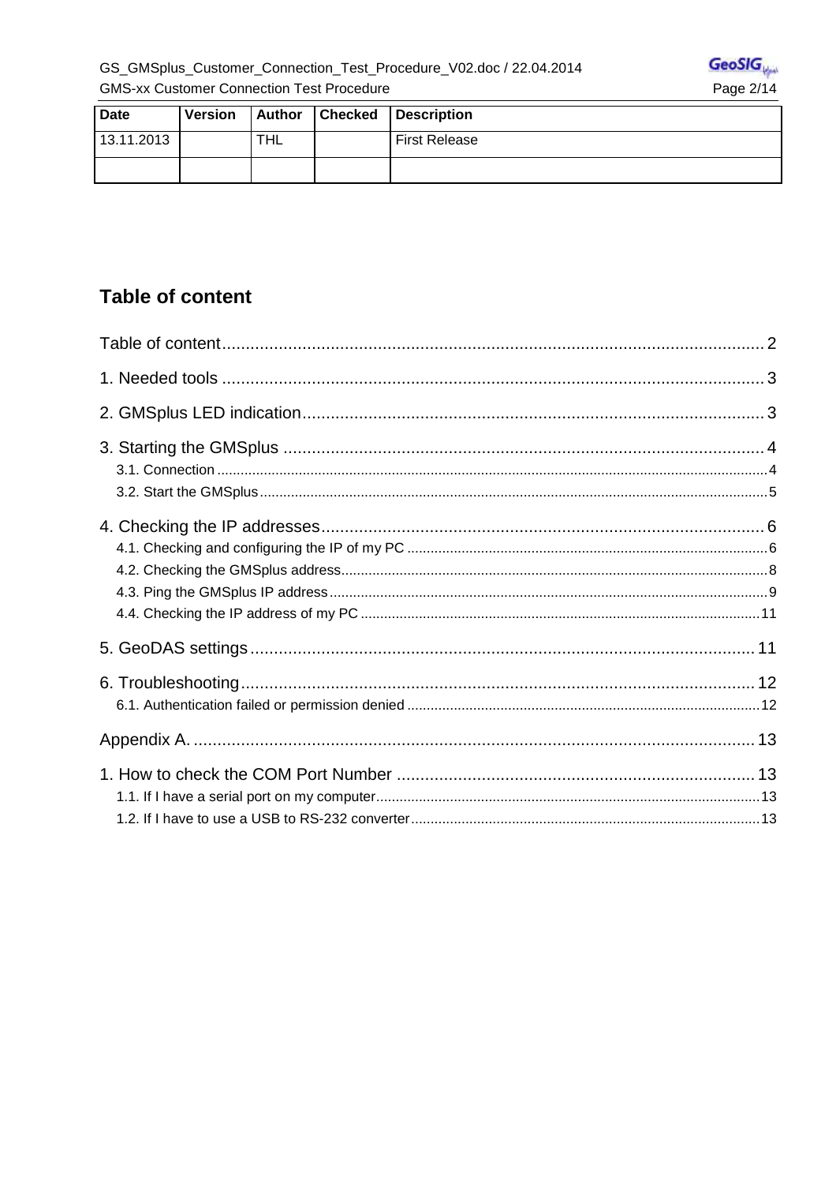| Date | Version | Author | Checked | Description |
|---|---|---|---|---|
| 13.11.2013 | | THL | | First Release |
| | | | | |

# Table of content

Table of content .......... 2

1. Needed tools .......... 3

2. GMSplus LED indication .......... 3

3. Starting the GMSplus .......... 4
   - 3.1. Connection .......... 4
   - 3.2. Start the GMSplus .......... 5

4. Checking the IP addresses .......... 6
   - 4.1. Checking and configuring the IP of my PC .......... 6
   - 4.2. Checking the GMSplus address .......... 8
   - 4.3. Ping the GMSplus IP address .......... 9
   - 4.4. Checking the IP address of my PC .......... 11

5. GeoDAS settings .......... 11

6. Troubleshooting .......... 12
   - 6.1. Authentication failed or permission denied .......... 12

Appendix A. .......... 13

1. How to check the COM Port Number .......... 13
   - 1.1. If I have a serial port on my computer .......... 13
   - 1.2. If I have to use a USB to RS-232 converter .......... 13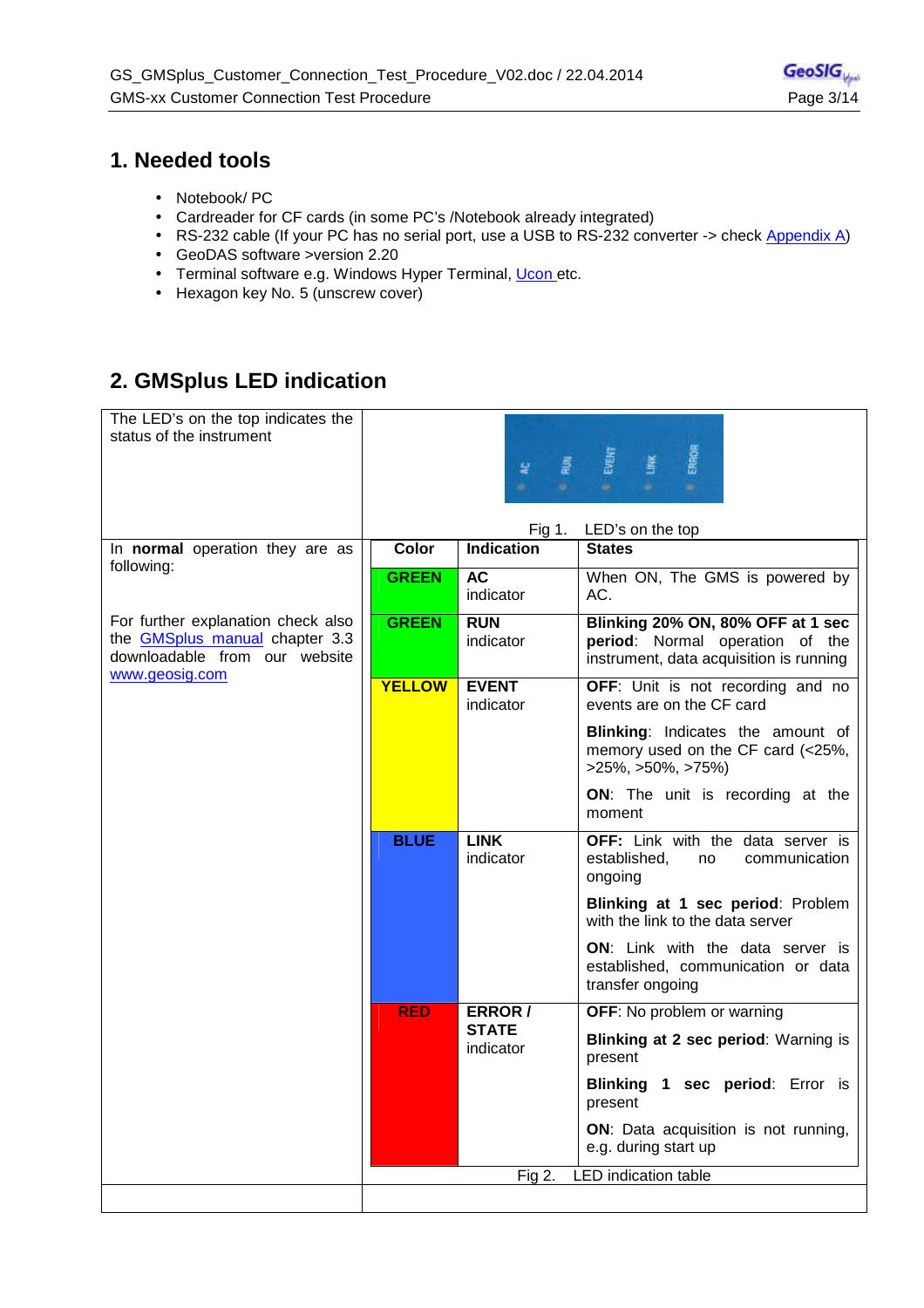## 1. Needed tools

- Notebook/ PC
- Cardreader for CF cards (in some PC's /Notebook already integrated)
- RS-232 cable (If your PC has no serial port, use a USB to RS-232 converter -> check Appendix A)
- GeoDAS software >version 2.20
- Terminal software e.g. Windows Hyper Terminal, Ucon etc.
- Hexagon key No. 5 (unscrew cover)

## 2. GMSplus LED indication

The LED's on the top indicates the status of the instrument

Fig 1. LED's on the top

In **normal** operation they are as following:

For further explanation check also the GMSplus manual chapter 3.3 downloadable from our website www.geosig.com

| Color | Indication | States |
| --- | --- | --- |
| GREEN | **AC** indicator | When ON, The GMS is powered by AC. |
| GREEN | **RUN** indicator | **Blinking 20% ON, 80% OFF at 1 sec period**: Normal operation of the instrument, data acquisition is running |
| YELLOW | **EVENT** indicator | **OFF**: Unit is not recording and no events are on the CF card<br>**Blinking**: Indicates the amount of memory used on the CF card (<25%, >25%, >50%, >75%)<br>**ON**: The unit is recording at the moment |
| BLUE | **LINK** indicator | **OFF:** Link with the data server is established, no communication ongoing<br>**Blinking at 1 sec period**: Problem with the link to the data server<br>**ON**: Link with the data server is established, communication or data transfer ongoing |
| RED | **ERROR / STATE** indicator | **OFF**: No problem or warning<br>**Blinking at 2 sec period**: Warning is present<br>**Blinking 1 sec period**: Error is present<br>**ON**: Data acquisition is not running, e.g. during start up |

Fig 2. LED indication table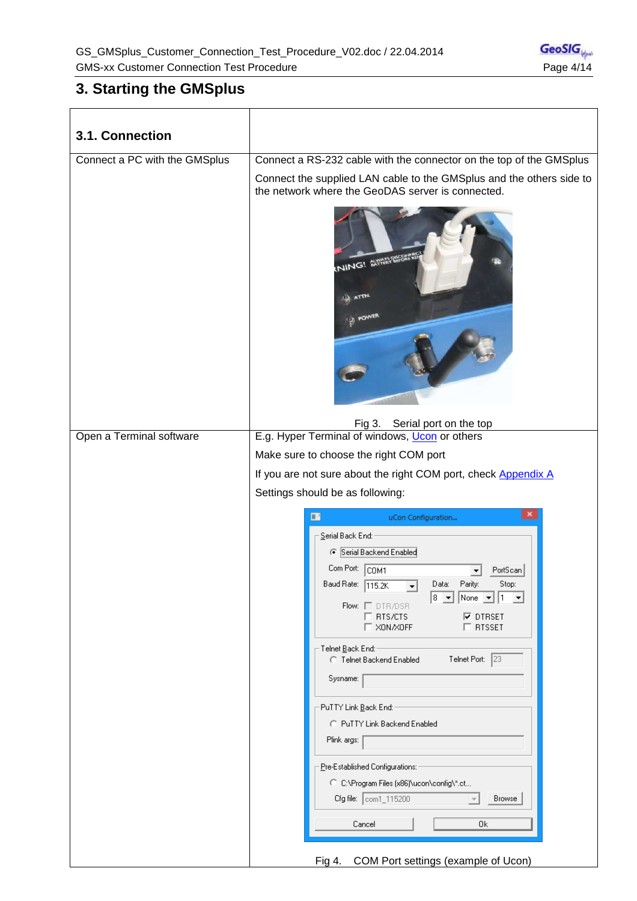# 3. Starting the GMSplus

| **3.1. Connection** | |
|---|---|
| Connect a PC with the GMSplus | Connect a RS-232 cable with the connector on the top of the GMSplus<br><br>Connect the supplied LAN cable to the GMSplus and the others side to the network where the GeoDAS server is connected.<br><br>Fig 3. Serial port on the top |
| Open a Terminal software | E.g. Hyper Terminal of windows, Ucon or others<br><br>Make sure to choose the right COM port<br><br>If you are not sure about the right COM port, check Appendix A<br><br>Settings should be as following:<br><br>Fig 4. COM Port settings (example of Ucon) |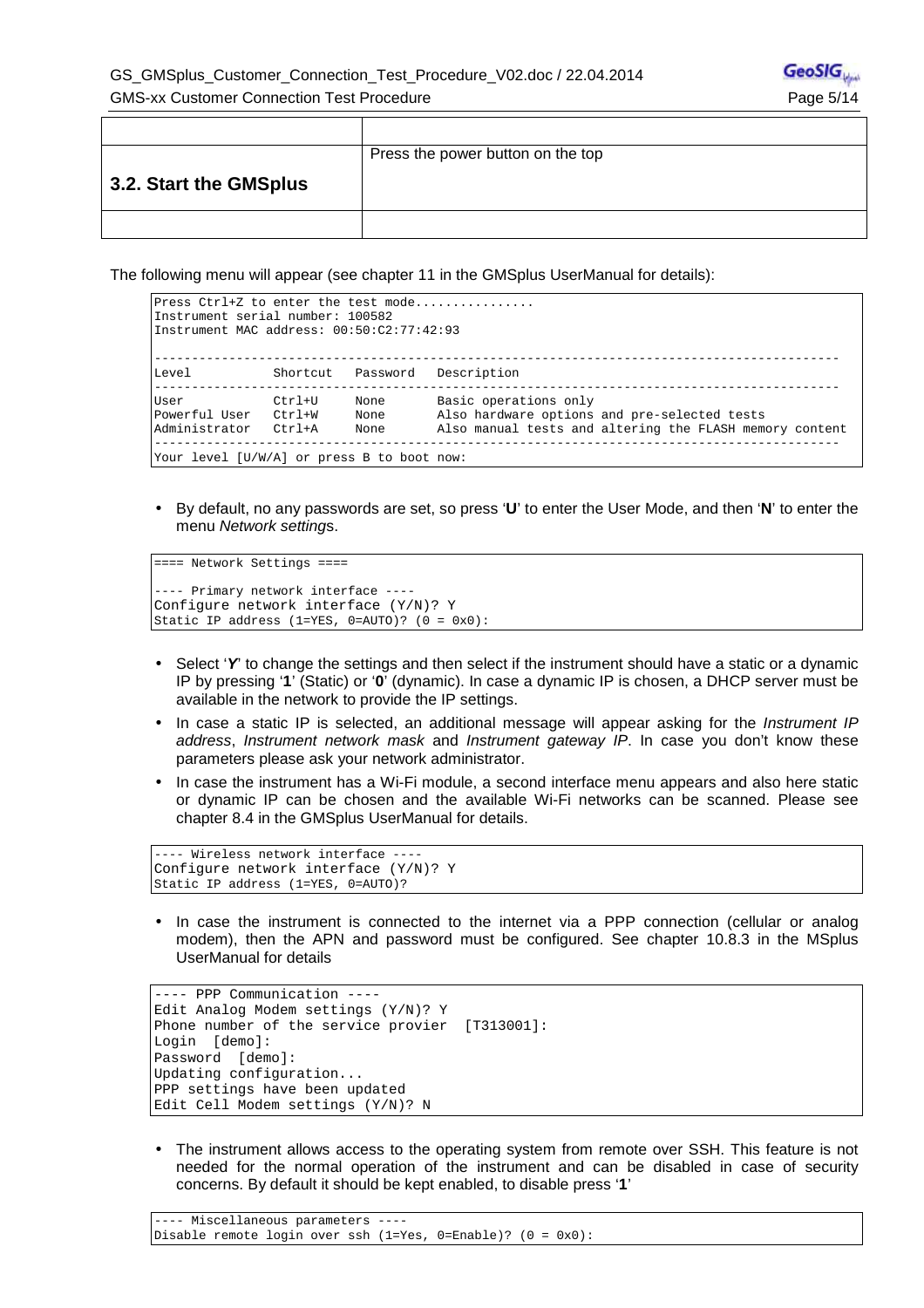| | |
|---|---|
| **3.2. Start the GMSplus** | Press the power button on the top |
| | |

The following menu will appear (see chapter 11 in the GMSplus UserManual for details):

```
Press Ctrl+Z to enter the test mode................
Instrument serial number: 100582
Instrument MAC address: 00:50:C2:77:42:93

----------------------------------------------------------------------------------------
Level           Shortcut   Password   Description
----------------------------------------------------------------------------------------
User            Ctrl+U     None       Basic operations only
Powerful User   Ctrl+W     None       Also hardware options and pre-selected tests
Administrator   Ctrl+A     None       Also manual tests and altering the FLASH memory content
----------------------------------------------------------------------------------------
Your level [U/W/A] or press B to boot now:
```

- By default, no any passwords are set, so press '**U**' to enter the User Mode, and then '**N**' to enter the menu *Network settings*.

```
==== Network Settings ====

---- Primary network interface ----
Configure network interface (Y/N)? Y
Static IP address (1=YES, 0=AUTO)? (0 = 0x0):
```

- Select '***Y***' to change the settings and then select if the instrument should have a static or a dynamic IP by pressing '**1**' (Static) or '**0**' (dynamic). In case a dynamic IP is chosen, a DHCP server must be available in the network to provide the IP settings.
- In case a static IP is selected, an additional message will appear asking for the *Instrument IP address*, *Instrument network mask* and *Instrument gateway IP*. In case you don't know these parameters please ask your network administrator.
- In case the instrument has a Wi-Fi module, a second interface menu appears and also here static or dynamic IP can be chosen and the available Wi-Fi networks can be scanned. Please see chapter 8.4 in the GMSplus UserManual for details.

```
---- Wireless network interface ----
Configure network interface (Y/N)? Y
Static IP address (1=YES, 0=AUTO)?
```

- In case the instrument is connected to the internet via a PPP connection (cellular or analog modem), then the APN and password must be configured. See chapter 10.8.3 in the MSplus UserManual for details

```
---- PPP Communication ----
Edit Analog Modem settings (Y/N)? Y
Phone number of the service provier  [T313001]:
Login  [demo]:
Password  [demo]:
Updating configuration...
PPP settings have been updated
Edit Cell Modem settings (Y/N)? N
```

- The instrument allows access to the operating system from remote over SSH. This feature is not needed for the normal operation of the instrument and can be disabled in case of security concerns. By default it should be kept enabled, to disable press '**1**'

```
---- Miscellaneous parameters ----
Disable remote login over ssh (1=Yes, 0=Enable)? (0 = 0x0):
```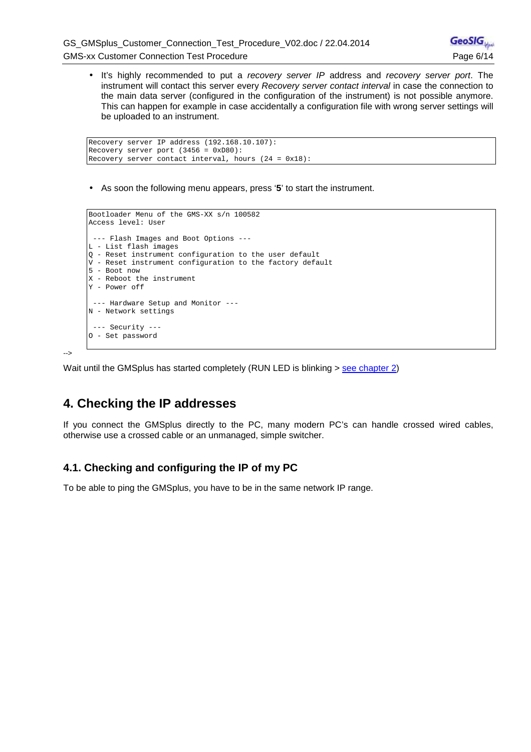- It's highly recommended to put a *recovery server IP* address and *recovery server port*. The instrument will contact this server every *Recovery server contact interval* in case the connection to the main data server (configured in the configuration of the instrument) is not possible anymore. This can happen for example in case accidentally a configuration file with wrong server settings will be uploaded to an instrument.

```
Recovery server IP address (192.168.10.107):
Recovery server port (3456 = 0xD80):
Recovery server contact interval, hours (24 = 0x18):
```

- As soon the following menu appears, press '**5**' to start the instrument.

```
Bootloader Menu of the GMS-XX s/n 100582
Access level: User

 --- Flash Images and Boot Options ---
L - List flash images
Q - Reset instrument configuration to the user default
V - Reset instrument configuration to the factory default
5 - Boot now
X - Reboot the instrument
Y - Power off

 --- Hardware Setup and Monitor ---
N - Network settings

 --- Security ---
O - Set password
```

-->

Wait until the GMSplus has started completely (RUN LED is blinking > see chapter 2)

## 4. Checking the IP addresses

If you connect the GMSplus directly to the PC, many modern PC's can handle crossed wired cables, otherwise use a crossed cable or an unmanaged, simple switcher.

### 4.1. Checking and configuring the IP of my PC

To be able to ping the GMSplus, you have to be in the same network IP range.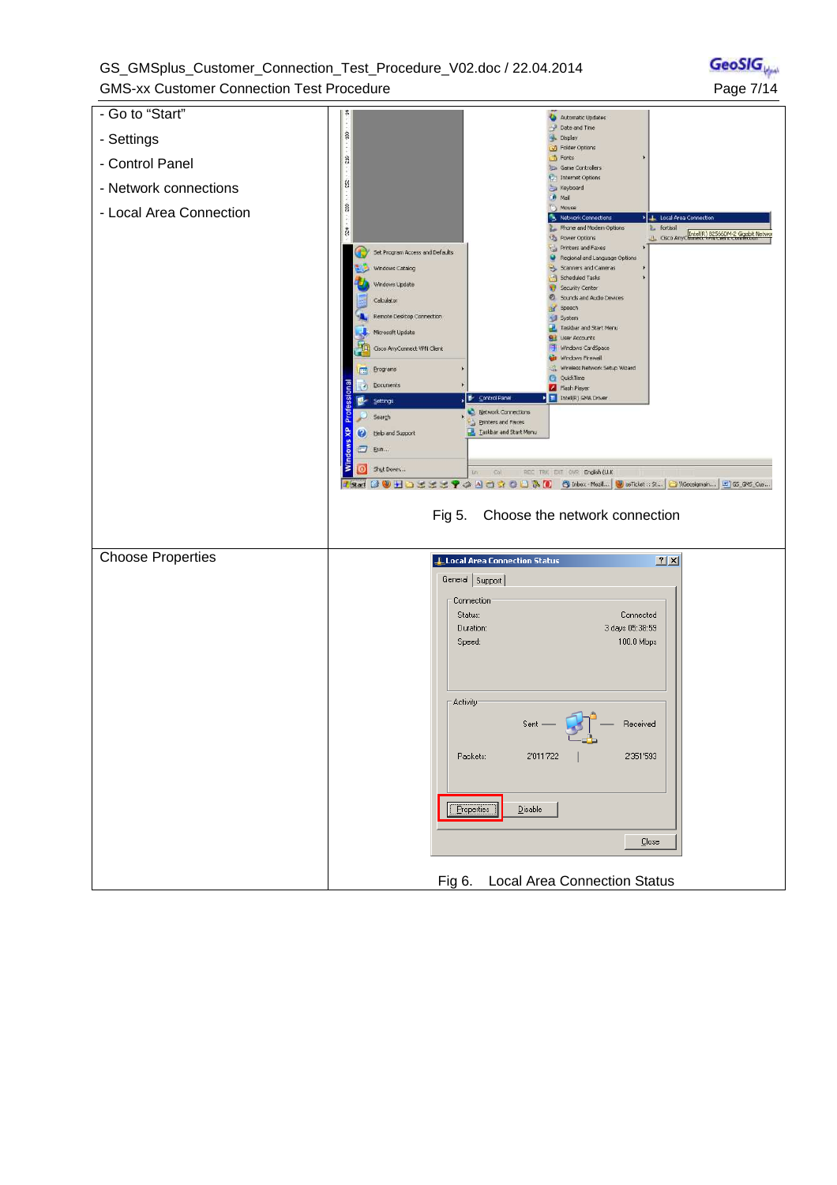| | |
|---|---|
| - Go to “Start”<br>- Settings<br>- Control Panel<br>- Network connections<br>- Local Area Connection | Fig 5. Choose the network connection |
| Choose Properties | Fig 6. Local Area Connection Status |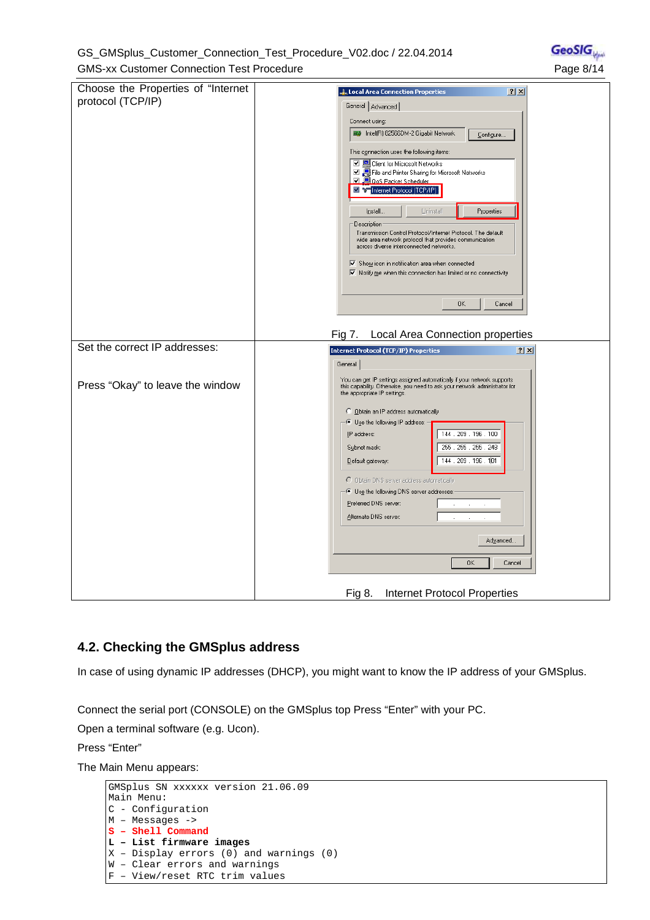| | |
|---|---|
| Choose the Properties of "Internet protocol (TCP/IP) | Fig 7. Local Area Connection properties |
| Set the correct IP addresses:<br><br>Press "Okay" to leave the window | Fig 8. Internet Protocol Properties |

## 4.2. Checking the GMSplus address

In case of using dynamic IP addresses (DHCP), you might want to know the IP address of your GMSplus.

Connect the serial port (CONSOLE) on the GMSplus top Press "Enter" with your PC.

Open a terminal software (e.g. Ucon).

Press "Enter"

The Main Menu appears:

```
GMSplus SN xxxxxx version 21.06.09
Main Menu:
C - Configuration
M – Messages ->
S – Shell Command
L – List firmware images
X – Display errors (0) and warnings (0)
W – Clear errors and warnings
F – View/reset RTC trim values
```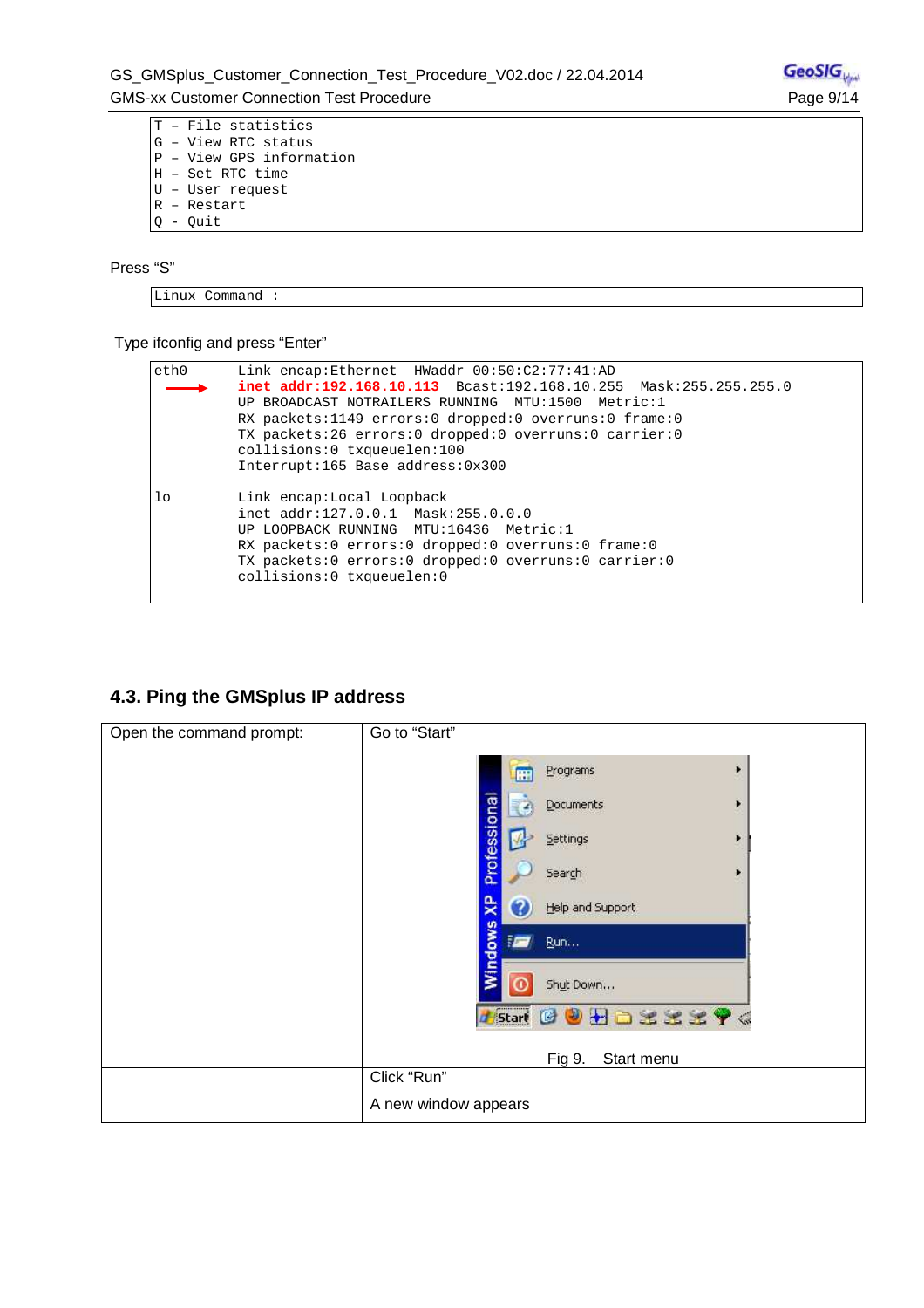```
T – File statistics
G – View RTC status
P – View GPS information
H – Set RTC time
U – User request
R – Restart
Q - Quit
```

Press “S”

```
Linux Command :
```

Type ifconfig and press “Enter”

```
eth0      Link encap:Ethernet  HWaddr 00:50:C2:77:41:AD
          inet addr:192.168.10.113  Bcast:192.168.10.255  Mask:255.255.255.0
          UP BROADCAST NOTRAILERS RUNNING  MTU:1500  Metric:1
          RX packets:1149 errors:0 dropped:0 overruns:0 frame:0
          TX packets:26 errors:0 dropped:0 overruns:0 carrier:0
          collisions:0 txqueuelen:100
          Interrupt:165 Base address:0x300

lo        Link encap:Local Loopback
          inet addr:127.0.0.1  Mask:255.0.0.0
          UP LOOPBACK RUNNING  MTU:16436  Metric:1
          RX packets:0 errors:0 dropped:0 overruns:0 frame:0
          TX packets:0 errors:0 dropped:0 overruns:0 carrier:0
          collisions:0 txqueuelen:0
```

## 4.3. Ping the GMSplus IP address

| Open the command prompt: | Go to “Start”<br><br>Fig 9. Start menu |
|---|---|
| | Click “Run”<br><br>A new window appears |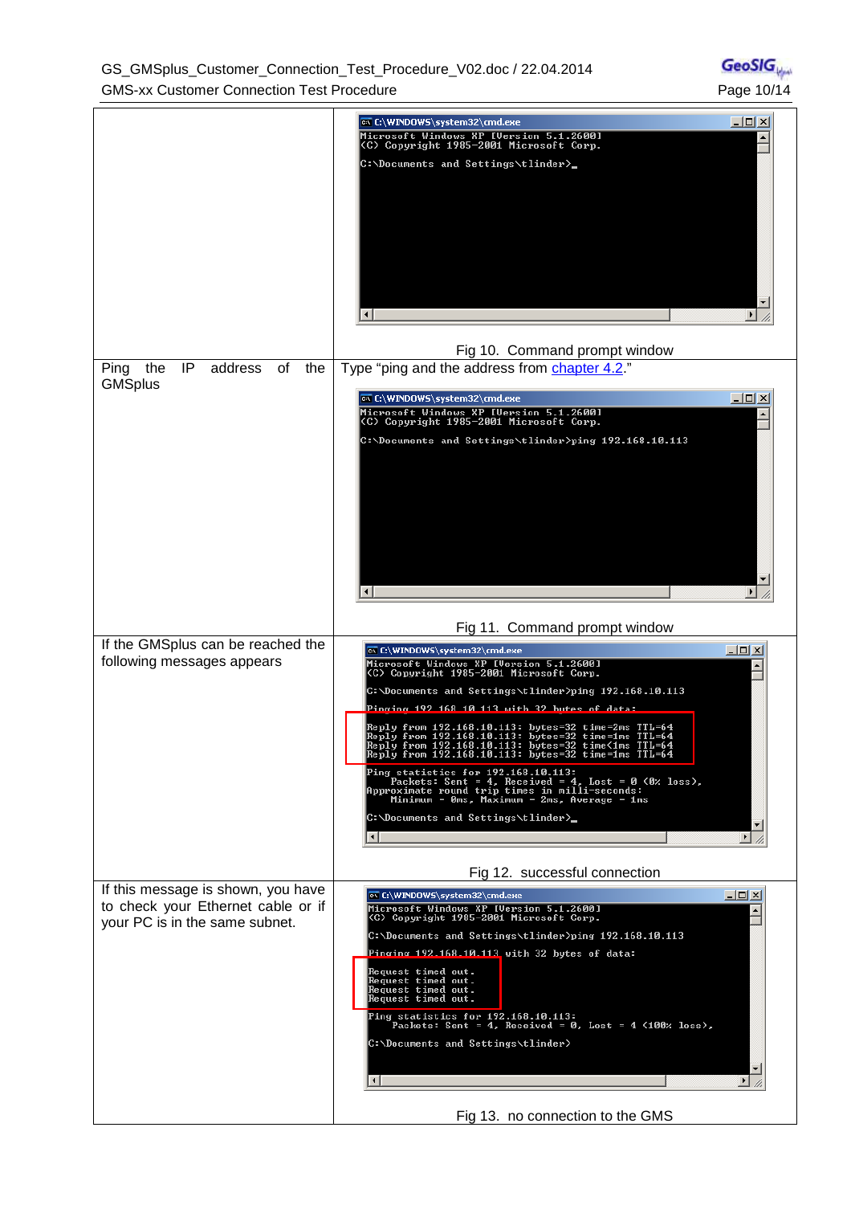| | |
|---|---|
| | Fig 10. Command prompt window |
| Ping the IP address of the GMSplus | Type "ping and the address from chapter 4.2."<br><br>Fig 11. Command prompt window |
| If the GMSplus can be reached the following messages appears | Fig 12. successful connection |
| If this message is shown, you have to check your Ethernet cable or if your PC is in the same subnet. | Fig 13. no connection to the GMS |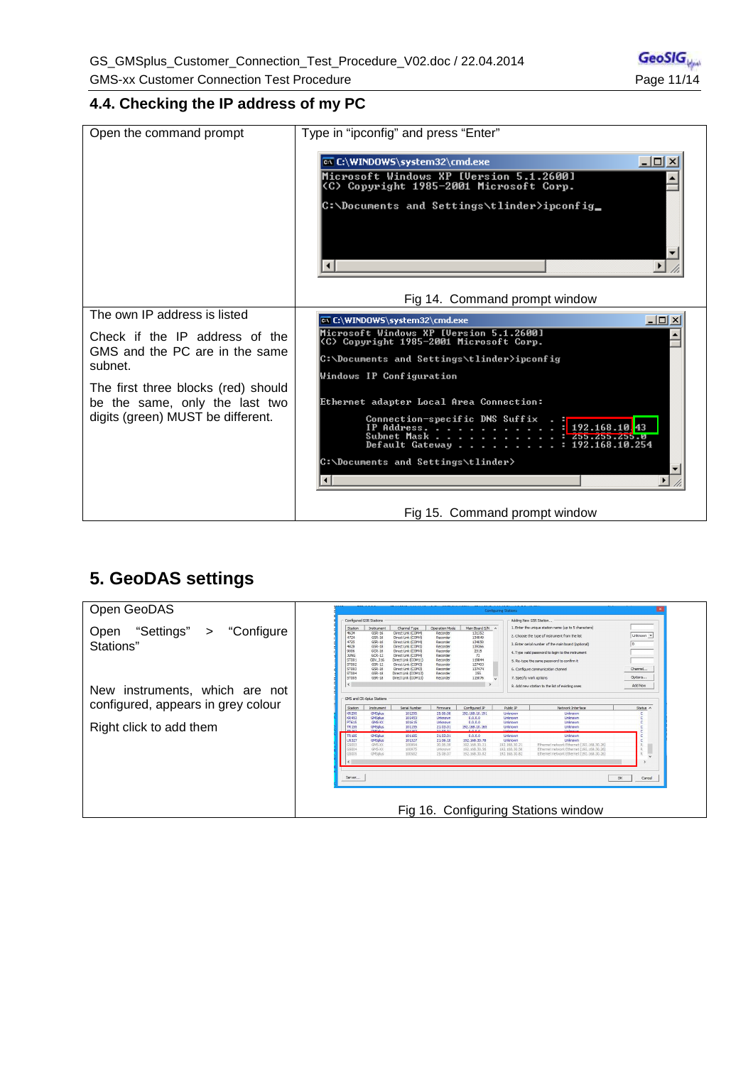## 4.4. Checking the IP address of my PC

| | |
|---|---|
| Open the command prompt | Type in "ipconfig" and press "Enter"<br><br>Fig 14. Command prompt window |
| The own IP address is listed<br><br>Check if the IP address of the GMS and the PC are in the same subnet.<br><br>The first three blocks (red) should be the same, only the last two digits (green) MUST be different. | Fig 15. Command prompt window |

# 5. GeoDAS settings

| | |
|---|---|
| Open GeoDAS<br><br>Open "Settings" > "Configure Stations"<br><br>New instruments, which are not configured, appears in grey colour<br><br>Right click to add them | Fig 16. Configuring Stations window |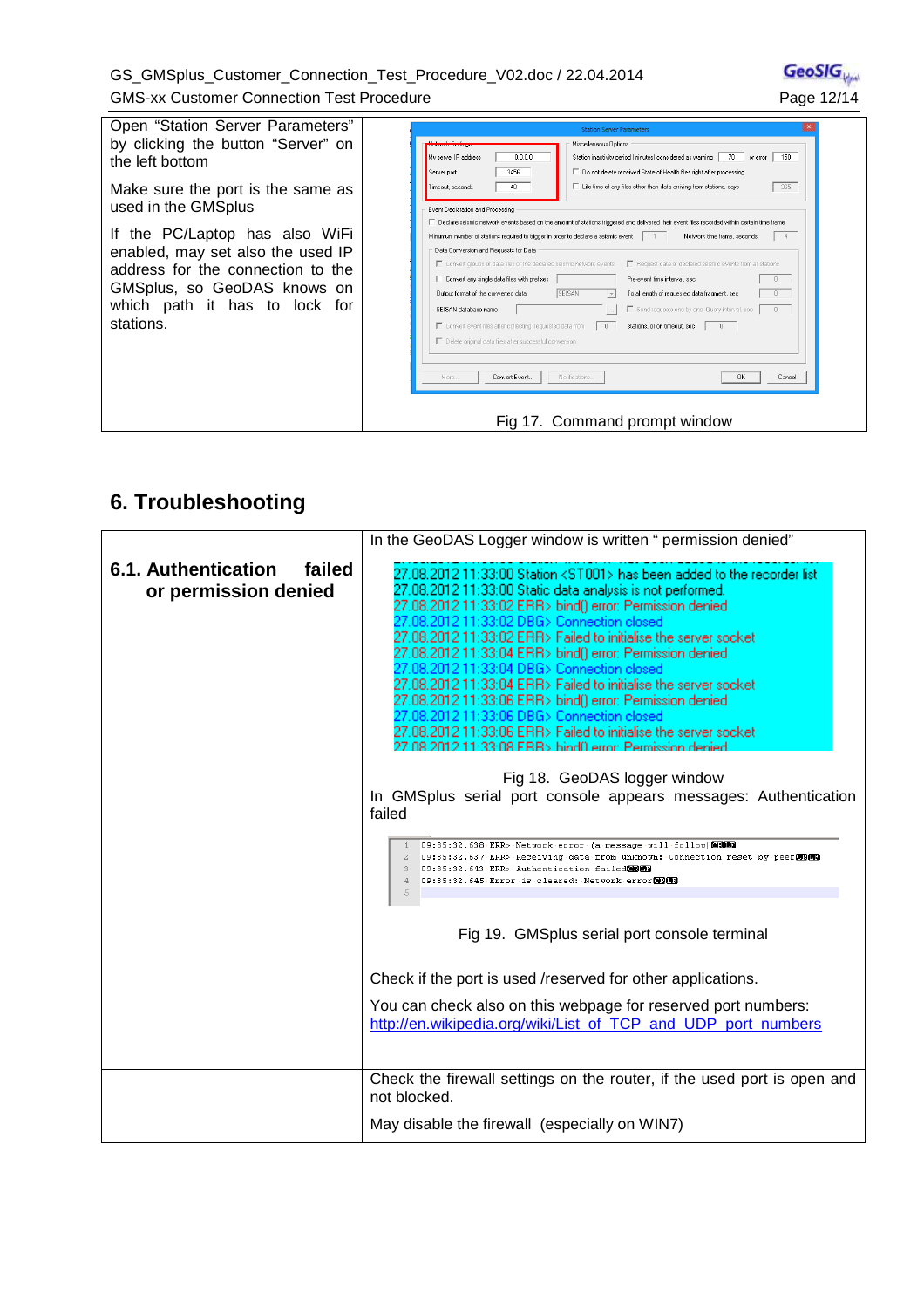| | |
|---|---|
| Open "Station Server Parameters" by clicking the button "Server" on the left bottom<br><br>Make sure the port is the same as used in the GMSplus<br><br>If the PC/Laptop has also WiFi enabled, may set also the used IP address for the connection to the GMSplus, so GeoDAS knows on which path it has to lock for stations. | Fig 17. Command prompt window |

## 6. Troubleshooting

| | |
|---|---|
| **6.1. Authentication failed or permission denied** | In the GeoDAS Logger window is written " permission denied"<br><br>27.08.2012 11:33:00 Station <ST001> has been added to the recorder list<br>27.08.2012 11:33:00 Static data analysis is not performed.<br>27.08.2012 11:33:02 ERR> bind() error: Permission denied<br>27.08.2012 11:33:02 DBG> Connection closed<br>27.08.2012 11:33:02 ERR> Failed to initialise the server socket<br>27.08.2012 11:33:04 ERR> bind() error: Permission denied<br>27.08.2012 11:33:04 DBG> Connection closed<br>27.08.2012 11:33:04 ERR> Failed to initialise the server socket<br>27.08.2012 11:33:06 ERR> bind() error: Permission denied<br>27.08.2012 11:33:06 DBG> Connection closed<br>27.08.2012 11:33:06 ERR> Failed to initialise the server socket<br>27.08.2012 11:33:08 ERR> bind() error: Permission denied<br><br>Fig 18. GeoDAS logger window<br><br>In GMSplus serial port console appears messages: Authentication failed<br><br>09:35:32.638 ERR> Network error (a message will follow)<br>09:35:32.637 ERR> Receiving data from unknown: Connection reset by peer<br>09:35:32.643 ERR> Authentication failed<br>09:35:32.645 Error is cleared: Network error<br><br>Fig 19. GMSplus serial port console terminal<br><br>Check if the port is used /reserved for other applications.<br><br>You can check also on this webpage for reserved port numbers: http://en.wikipedia.org/wiki/List_of_TCP_and_UDP_port_numbers |
| | Check the firewall settings on the router, if the used port is open and not blocked.<br><br>May disable the firewall (especially on WIN7) |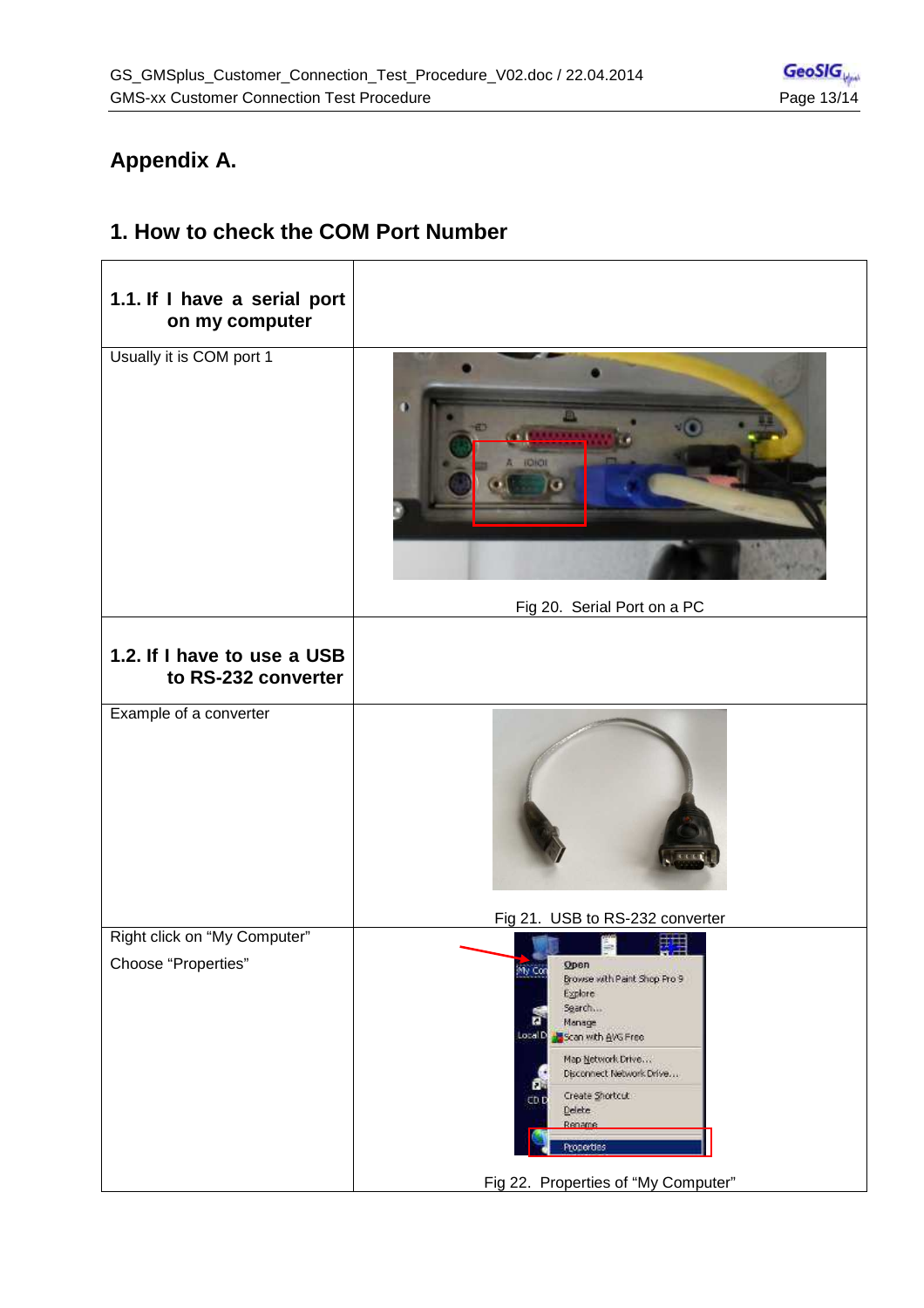# Appendix A.

## 1. How to check the COM Port Number

| **1.1. If I have a serial port on my computer** | |
|---|---|
| Usually it is COM port 1 | Fig 20. Serial Port on a PC |
| **1.2. If I have to use a USB to RS-232 converter** | |
| Example of a converter | Fig 21. USB to RS-232 converter |
| Right click on "My Computer"<br>Choose "Properties" | Fig 22. Properties of "My Computer" |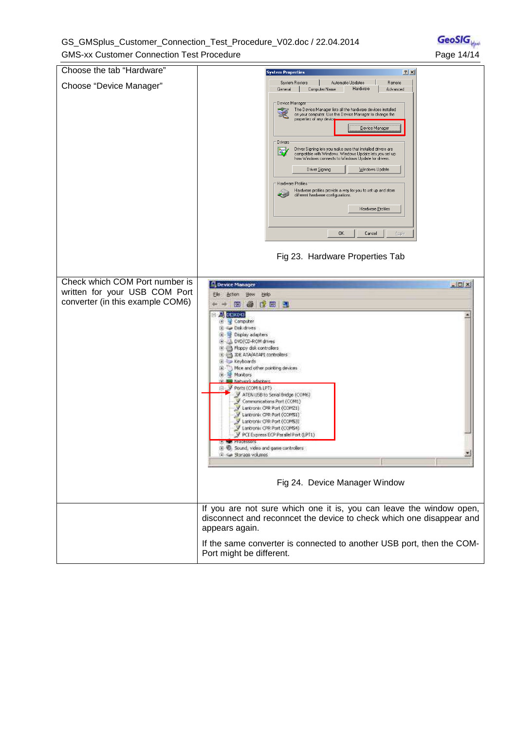| | |
|---|---|
| Choose the tab "Hardware"<br><br>Choose "Device Manager" | Fig 23. Hardware Properties Tab |
| Check which COM Port number is written for your USB COM Port converter (in this example COM6) | Fig 24. Device Manager Window |
| | If you are not sure which one it is, you can leave the window open, disconnect and reconncet the device to check which one disappear and appears again.<br><br>If the same converter is connected to another USB port, then the COM-Port might be different. |